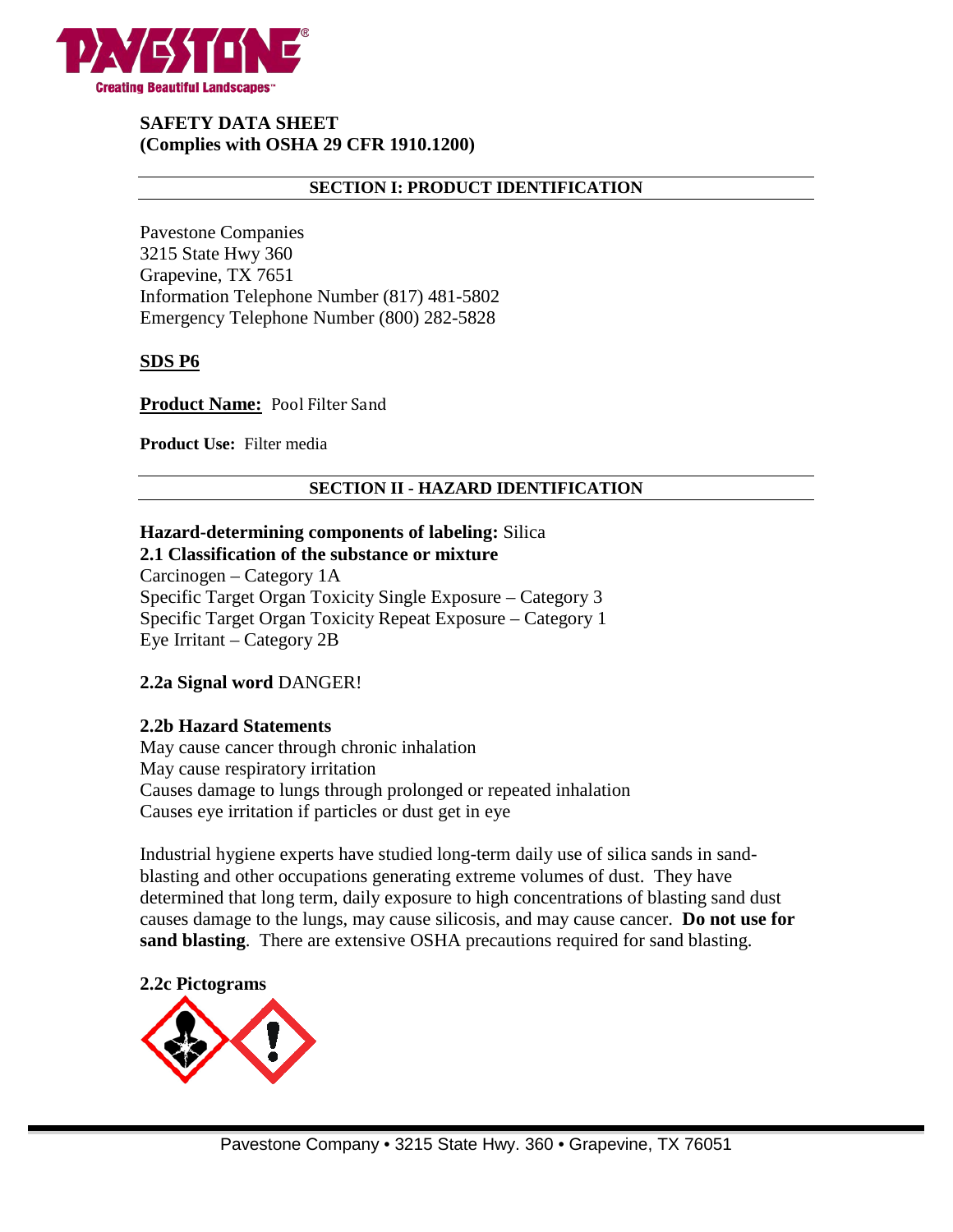# SAFETY DATA SHEET
**(Complies with OSHA 29 CFR 1910.1200)**

## SECTION I: PRODUCT IDENTIFICATION

Pavestone Companies
3215 State Hwy 360
Grapevine, TX 7651
Information Telephone Number (817) 481-5802
Emergency Telephone Number (800) 282-5828

**SDS P6**

**Product Name:** Pool Filter Sand

**Product Use:** Filter media

## SECTION II - HAZARD IDENTIFICATION

**Hazard-determining components of labeling:** Silica
**2.1 Classification of the substance or mixture**
Carcinogen – Category 1A
Specific Target Organ Toxicity Single Exposure – Category 3
Specific Target Organ Toxicity Repeat Exposure – Category 1
Eye Irritant – Category 2B

**2.2a Signal word** DANGER!

**2.2b Hazard Statements**
May cause cancer through chronic inhalation
May cause respiratory irritation
Causes damage to lungs through prolonged or repeated inhalation
Causes eye irritation if particles or dust get in eye

Industrial hygiene experts have studied long-term daily use of silica sands in sand-blasting and other occupations generating extreme volumes of dust. They have determined that long term, daily exposure to high concentrations of blasting sand dust causes damage to the lungs, may cause silicosis, and may cause cancer. **Do not use for sand blasting**. There are extensive OSHA precautions required for sand blasting.

**2.2c Pictograms**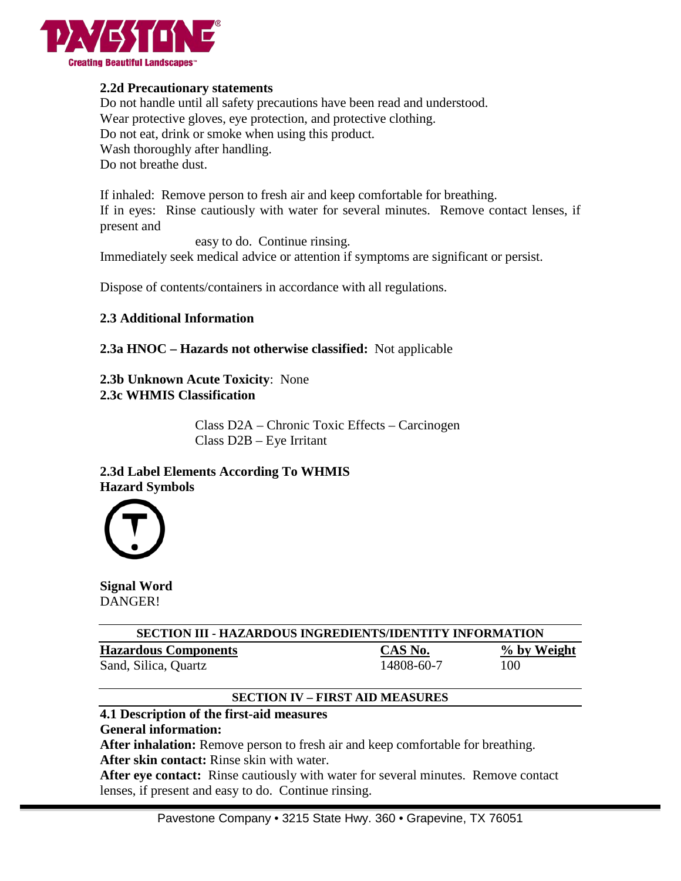**2.2d Precautionary statements**

Do not handle until all safety precautions have been read and understood.
Wear protective gloves, eye protection, and protective clothing.
Do not eat, drink or smoke when using this product.
Wash thoroughly after handling.
Do not breathe dust.

If inhaled: Remove person to fresh air and keep comfortable for breathing.
If in eyes: Rinse cautiously with water for several minutes. Remove contact lenses, if present and easy to do. Continue rinsing.
Immediately seek medical advice or attention if symptoms are significant or persist.

Dispose of contents/containers in accordance with all regulations.

**2.3 Additional Information**

**2.3a HNOC – Hazards not otherwise classified:** Not applicable

**2.3b Unknown Acute Toxicity**: None

**2.3c WHMIS Classification**

Class D2A – Chronic Toxic Effects – Carcinogen
Class D2B – Eye Irritant

**2.3d Label Elements According To WHMIS**

**Hazard Symbols**

**Signal Word**

DANGER!

## SECTION III - HAZARDOUS INGREDIENTS/IDENTITY INFORMATION

| Hazardous Components | CAS No. | % by Weight |
|---|---|---|
| Sand, Silica, Quartz | 14808-60-7 | 100 |

## SECTION IV – FIRST AID MEASURES

**4.1 Description of the first-aid measures**

**General information:**

**After inhalation:** Remove person to fresh air and keep comfortable for breathing.

**After skin contact:** Rinse skin with water.

**After eye contact:** Rinse cautiously with water for several minutes. Remove contact lenses, if present and easy to do. Continue rinsing.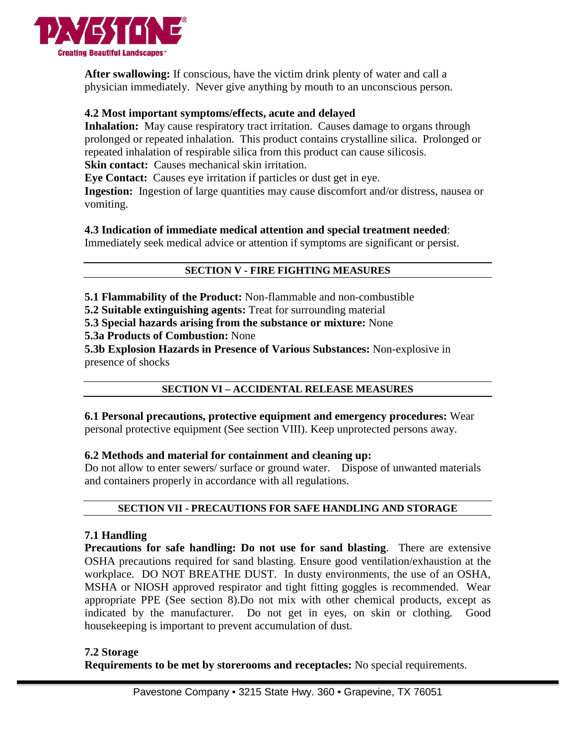**After swallowing:** If conscious, have the victim drink plenty of water and call a physician immediately. Never give anything by mouth to an unconscious person.

**4.2 Most important symptoms/effects, acute and delayed**

**Inhalation:** May cause respiratory tract irritation. Causes damage to organs through prolonged or repeated inhalation. This product contains crystalline silica. Prolonged or repeated inhalation of respirable silica from this product can cause silicosis.

**Skin contact:** Causes mechanical skin irritation.

**Eye Contact:** Causes eye irritation if particles or dust get in eye.

**Ingestion:** Ingestion of large quantities may cause discomfort and/or distress, nausea or vomiting.

**4.3 Indication of immediate medical attention and special treatment needed**:
Immediately seek medical advice or attention if symptoms are significant or persist.

## SECTION V - FIRE FIGHTING MEASURES

**5.1 Flammability of the Product:** Non-flammable and non-combustible

**5.2 Suitable extinguishing agents:** Treat for surrounding material

**5.3 Special hazards arising from the substance or mixture:** None

**5.3a Products of Combustion:** None

**5.3b Explosion Hazards in Presence of Various Substances:** Non-explosive in presence of shocks

## SECTION VI – ACCIDENTAL RELEASE MEASURES

**6.1 Personal precautions, protective equipment and emergency procedures:** Wear personal protective equipment (See section VIII). Keep unprotected persons away.

**6.2 Methods and material for containment and cleaning up:**
Do not allow to enter sewers/ surface or ground water. Dispose of unwanted materials and containers properly in accordance with all regulations.

## SECTION VII - PRECAUTIONS FOR SAFE HANDLING AND STORAGE

**7.1 Handling**

**Precautions for safe handling: Do not use for sand blasting**. There are extensive OSHA precautions required for sand blasting. Ensure good ventilation/exhaustion at the workplace. DO NOT BREATHE DUST. In dusty environments, the use of an OSHA, MSHA or NIOSH approved respirator and tight fitting goggles is recommended. Wear appropriate PPE (See section 8).Do not mix with other chemical products, except as indicated by the manufacturer. Do not get in eyes, on skin or clothing. Good housekeeping is important to prevent accumulation of dust.

**7.2 Storage**

**Requirements to be met by storerooms and receptacles:** No special requirements.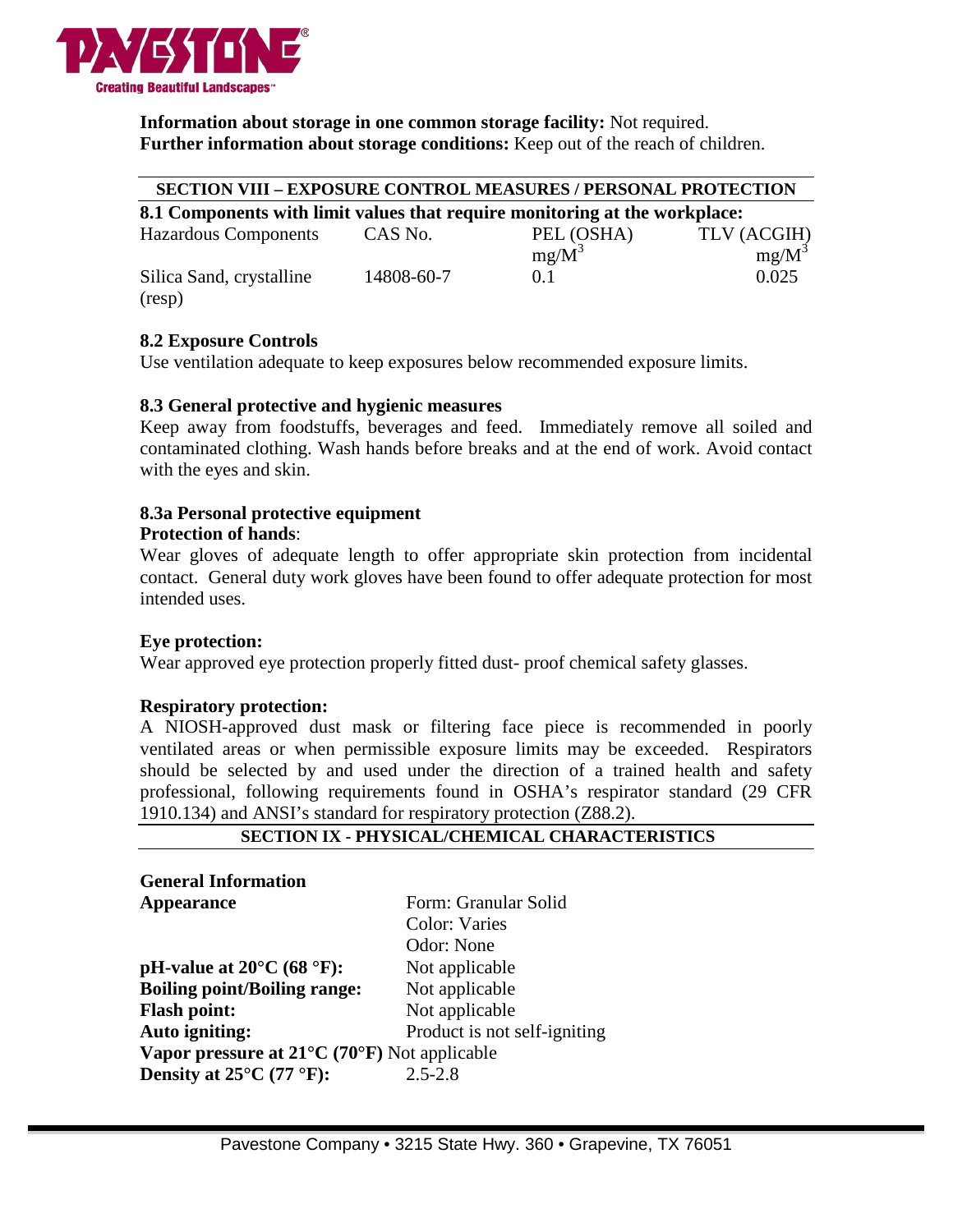**Information about storage in one common storage facility:** Not required.
**Further information about storage conditions:** Keep out of the reach of children.

## SECTION VIII – EXPOSURE CONTROL MEASURES / PERSONAL PROTECTION

**8.1 Components with limit values that require monitoring at the workplace:**

| Hazardous Components | CAS No. | PEL (OSHA) $mg/M^3$ | TLV (ACGIH) $mg/M^3$ |
|---|---|---|---|
| Silica Sand, crystalline (resp) | 14808-60-7 | 0.1 | 0.025 |

**8.2 Exposure Controls**

Use ventilation adequate to keep exposures below recommended exposure limits.

**8.3 General protective and hygienic measures**

Keep away from foodstuffs, beverages and feed. Immediately remove all soiled and contaminated clothing. Wash hands before breaks and at the end of work. Avoid contact with the eyes and skin.

**8.3a Personal protective equipment**

**Protection of hands**:

Wear gloves of adequate length to offer appropriate skin protection from incidental contact. General duty work gloves have been found to offer adequate protection for most intended uses.

**Eye protection:**

Wear approved eye protection properly fitted dust- proof chemical safety glasses.

**Respiratory protection:**

A NIOSH-approved dust mask or filtering face piece is recommended in poorly ventilated areas or when permissible exposure limits may be exceeded. Respirators should be selected by and used under the direction of a trained health and safety professional, following requirements found in OSHA's respirator standard (29 CFR 1910.134) and ANSI's standard for respiratory protection (Z88.2).

## SECTION IX - PHYSICAL/CHEMICAL CHARACTERISTICS

**General Information**

**Appearance**
Form: Granular Solid
Color: Varies
Odor: None

**pH-value at 20°C (68 °F):** Not applicable
**Boiling point/Boiling range:** Not applicable
**Flash point:** Not applicable
**Auto igniting:** Product is not self-igniting
**Vapor pressure at 21°C (70°F)** Not applicable
**Density at 25°C (77 °F):** 2.5-2.8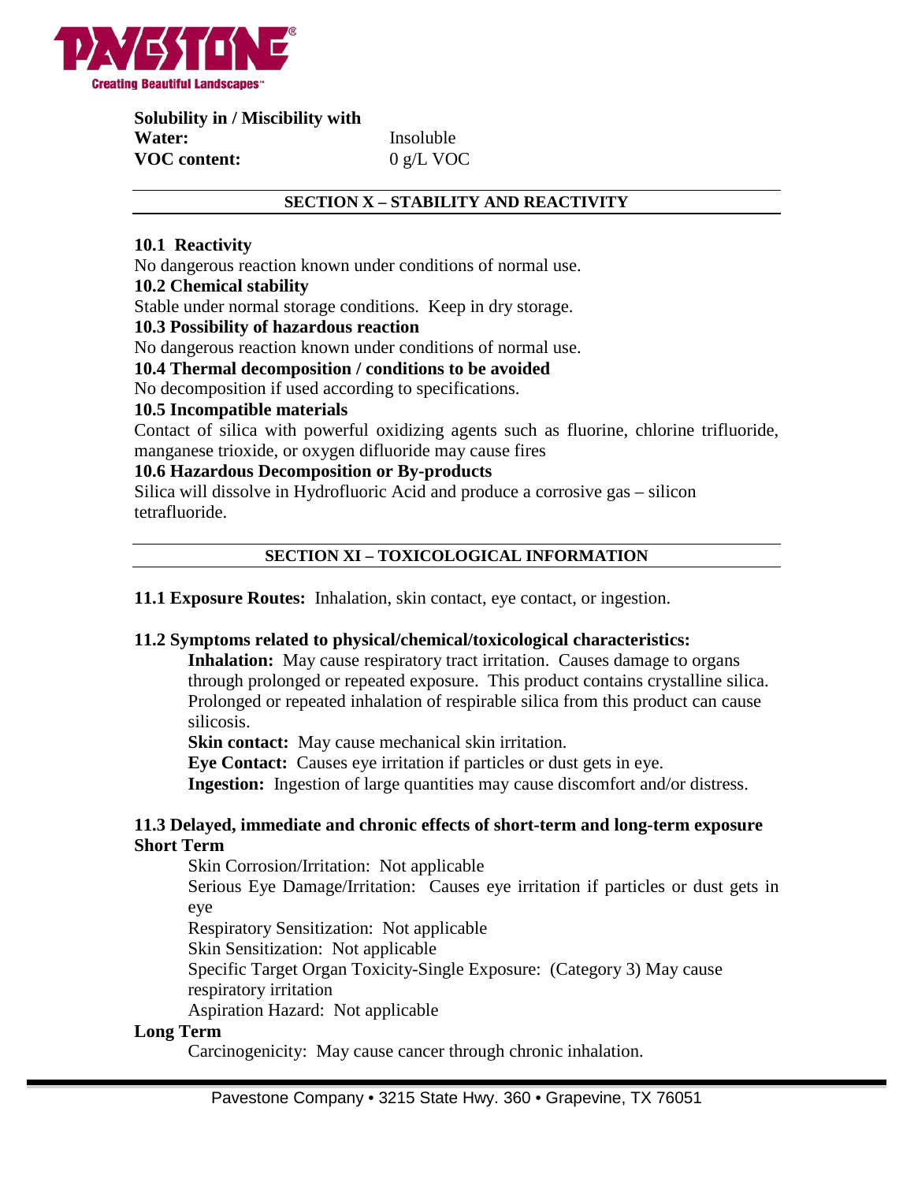**Solubility in / Miscibility with**

| | |
|---|---|
| **Water:** | Insoluble |
| **VOC content:** | 0 g/L VOC |

## SECTION X – STABILITY AND REACTIVITY

**10.1 Reactivity**

No dangerous reaction known under conditions of normal use.

**10.2 Chemical stability**

Stable under normal storage conditions. Keep in dry storage.

**10.3 Possibility of hazardous reaction**

No dangerous reaction known under conditions of normal use.

**10.4 Thermal decomposition / conditions to be avoided**

No decomposition if used according to specifications.

**10.5 Incompatible materials**

Contact of silica with powerful oxidizing agents such as fluorine, chlorine trifluoride, manganese trioxide, or oxygen difluoride may cause fires

**10.6 Hazardous Decomposition or By-products**

Silica will dissolve in Hydrofluoric Acid and produce a corrosive gas – silicon tetrafluoride.

## SECTION XI – TOXICOLOGICAL INFORMATION

**11.1 Exposure Routes:** Inhalation, skin contact, eye contact, or ingestion.

**11.2 Symptoms related to physical/chemical/toxicological characteristics:**

**Inhalation:** May cause respiratory tract irritation. Causes damage to organs through prolonged or repeated exposure. This product contains crystalline silica. Prolonged or repeated inhalation of respirable silica from this product can cause silicosis.

**Skin contact:** May cause mechanical skin irritation.

**Eye Contact:** Causes eye irritation if particles or dust gets in eye.

**Ingestion:** Ingestion of large quantities may cause discomfort and/or distress.

**11.3 Delayed, immediate and chronic effects of short-term and long-term exposure**

**Short Term**

Skin Corrosion/Irritation: Not applicable

Serious Eye Damage/Irritation: Causes eye irritation if particles or dust gets in eye

Respiratory Sensitization: Not applicable

Skin Sensitization: Not applicable

Specific Target Organ Toxicity-Single Exposure: (Category 3) May cause respiratory irritation

Aspiration Hazard: Not applicable

**Long Term**

Carcinogenicity: May cause cancer through chronic inhalation.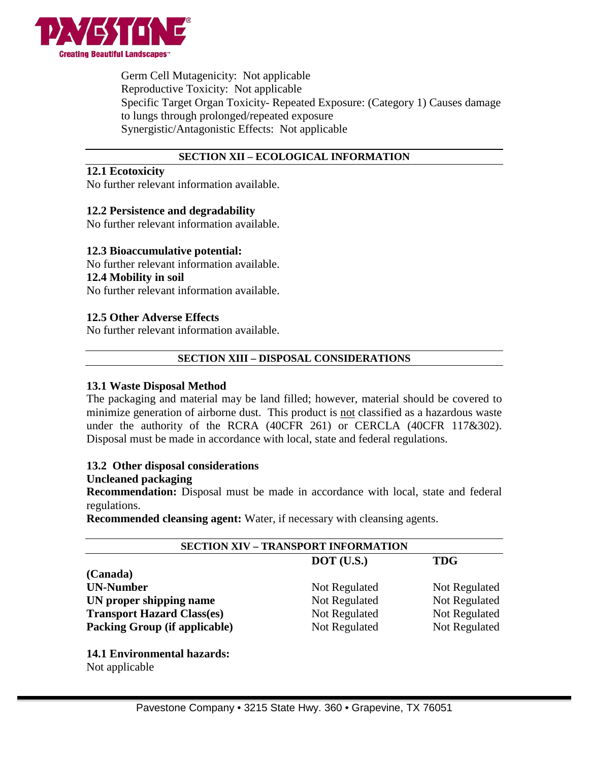Germ Cell Mutagenicity: Not applicable
Reproductive Toxicity: Not applicable
Specific Target Organ Toxicity- Repeated Exposure: (Category 1) Causes damage to lungs through prolonged/repeated exposure
Synergistic/Antagonistic Effects: Not applicable

## SECTION XII – ECOLOGICAL INFORMATION

**12.1 Ecotoxicity**
No further relevant information available.

**12.2 Persistence and degradability**
No further relevant information available.

**12.3 Bioaccumulative potential:**
No further relevant information available.

**12.4 Mobility in soil**
No further relevant information available.

**12.5 Other Adverse Effects**
No further relevant information available.

## SECTION XIII – DISPOSAL CONSIDERATIONS

**13.1 Waste Disposal Method**
The packaging and material may be land filled; however, material should be covered to minimize generation of airborne dust. This product is not classified as a hazardous waste under the authority of the RCRA (40CFR 261) or CERCLA (40CFR 117&302). Disposal must be made in accordance with local, state and federal regulations.

**13.2 Other disposal considerations**
**Uncleaned packaging**
**Recommendation:** Disposal must be made in accordance with local, state and federal regulations.
**Recommended cleansing agent:** Water, if necessary with cleansing agents.

## SECTION XIV – TRANSPORT INFORMATION

| | DOT (U.S.) | TDG (Canada) |
|---|---|---|
| **UN-Number** | Not Regulated | Not Regulated |
| **UN proper shipping name** | Not Regulated | Not Regulated |
| **Transport Hazard Class(es)** | Not Regulated | Not Regulated |
| **Packing Group (if applicable)** | Not Regulated | Not Regulated |

**14.1 Environmental hazards:**
Not applicable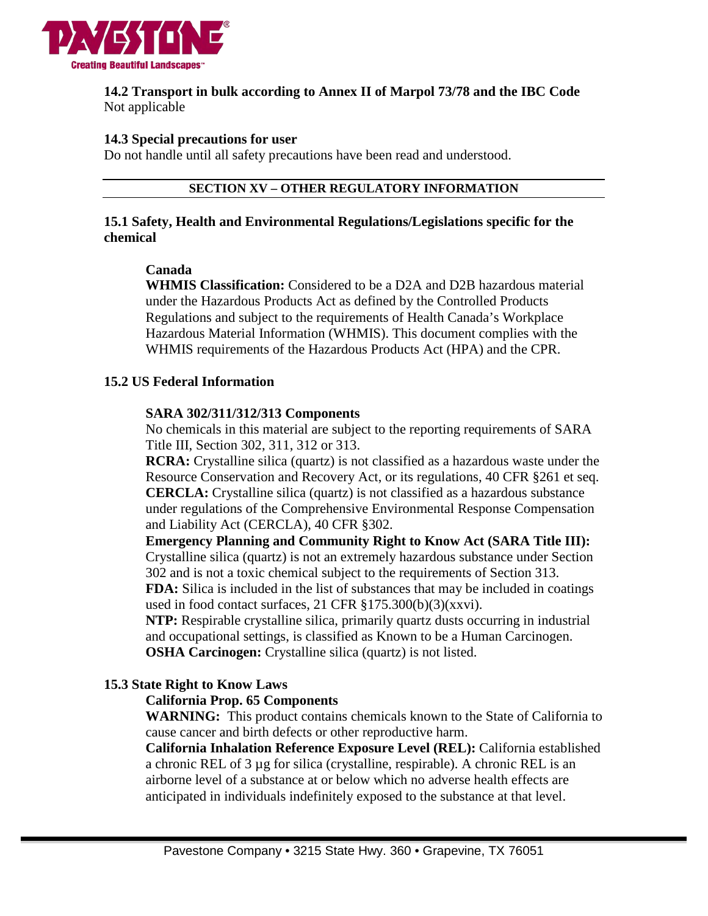**14.2 Transport in bulk according to Annex II of Marpol 73/78 and the IBC Code**
Not applicable

**14.3 Special precautions for user**
Do not handle until all safety precautions have been read and understood.

## SECTION XV – OTHER REGULATORY INFORMATION

**15.1 Safety, Health and Environmental Regulations/Legislations specific for the chemical**

**Canada**
**WHMIS Classification:** Considered to be a D2A and D2B hazardous material under the Hazardous Products Act as defined by the Controlled Products Regulations and subject to the requirements of Health Canada's Workplace Hazardous Material Information (WHMIS). This document complies with the WHMIS requirements of the Hazardous Products Act (HPA) and the CPR.

**15.2 US Federal Information**

**SARA 302/311/312/313 Components**
No chemicals in this material are subject to the reporting requirements of SARA Title III, Section 302, 311, 312 or 313.
**RCRA:** Crystalline silica (quartz) is not classified as a hazardous waste under the Resource Conservation and Recovery Act, or its regulations, 40 CFR §261 et seq.
**CERCLA:** Crystalline silica (quartz) is not classified as a hazardous substance under regulations of the Comprehensive Environmental Response Compensation and Liability Act (CERCLA), 40 CFR §302.
**Emergency Planning and Community Right to Know Act (SARA Title III):** Crystalline silica (quartz) is not an extremely hazardous substance under Section 302 and is not a toxic chemical subject to the requirements of Section 313.
**FDA:** Silica is included in the list of substances that may be included in coatings used in food contact surfaces, 21 CFR §175.300(b)(3)(xxvi).
**NTP:** Respirable crystalline silica, primarily quartz dusts occurring in industrial and occupational settings, is classified as Known to be a Human Carcinogen.
**OSHA Carcinogen:** Crystalline silica (quartz) is not listed.

**15.3 State Right to Know Laws**
**California Prop. 65 Components**
**WARNING:** This product contains chemicals known to the State of California to cause cancer and birth defects or other reproductive harm.
**California Inhalation Reference Exposure Level (REL):** California established a chronic REL of 3 µg for silica (crystalline, respirable). A chronic REL is an airborne level of a substance at or below which no adverse health effects are anticipated in individuals indefinitely exposed to the substance at that level.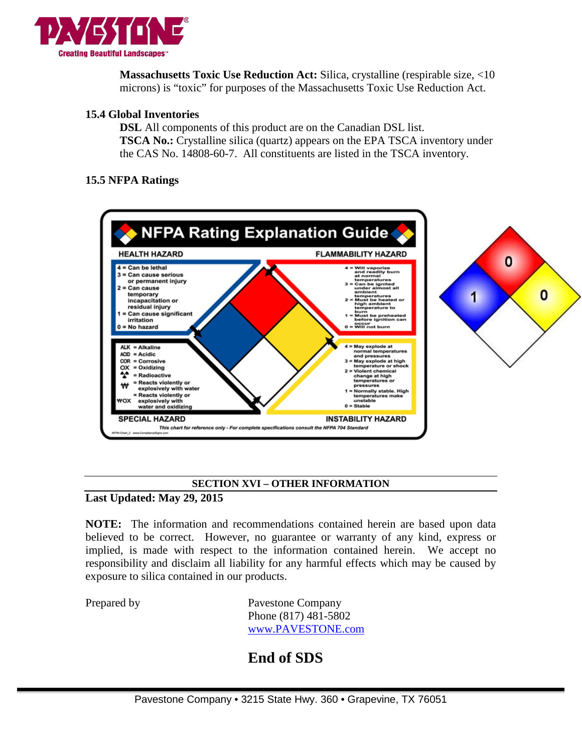**Massachusetts Toxic Use Reduction Act:** Silica, crystalline (respirable size, <10 microns) is "toxic" for purposes of the Massachusetts Toxic Use Reduction Act.

### 15.4 Global Inventories

**DSL** All components of this product are on the Canadian DSL list.
**TSCA No.:** Crystalline silica (quartz) appears on the EPA TSCA inventory under the CAS No. 14808-60-7. All constituents are listed in the TSCA inventory.

### 15.5 NFPA Ratings

NFPA Rating Explanation Guide

HEALTH HAZARD
4 = Can be lethal
3 = Can cause serious or permanent injury
2 = Can cause temporary incapacitation or residual injury
1 = Can cause significant irritation
0 = No hazard

FLAMMABILITY HAZARD
4 = Will vaporize and readily burn at normal temperatures
3 = Can be ignited under almost all ambient temperatures
2 = Must be heated or high ambient temperature to burn
1 = Must be preheated before ignition can occur
0 = Will not burn

SPECIAL HAZARD
ALK = Alkaline
ACID = Acidic
COR = Corrosive
OX = Oxidizing
= Radioactive
W = Reacts violently or explosively with water
WOX = Reacts violently or explosively with water and oxidizing

INSTABILITY HAZARD
4 = May explode at normal temperatures and pressures
3 = May explode at high temperature or shock
2 = Violent chemical change at high temperatures or pressures
1 = Normally stable. High temperatures make unstable
0 = Stable

This chart for reference only - For complete specifications consult the NFPA 704 Standard

0
1
0

## SECTION XVI – OTHER INFORMATION

**Last Updated: May 29, 2015**

**NOTE:** The information and recommendations contained herein are based upon data believed to be correct. However, no guarantee or warranty of any kind, express or implied, is made with respect to the information contained herein. We accept no responsibility and disclaim all liability for any harmful effects which may be caused by exposure to silica contained in our products.

Prepared by

Pavestone Company
Phone (817) 481-5802
www.PAVESTONE.com

## End of SDS